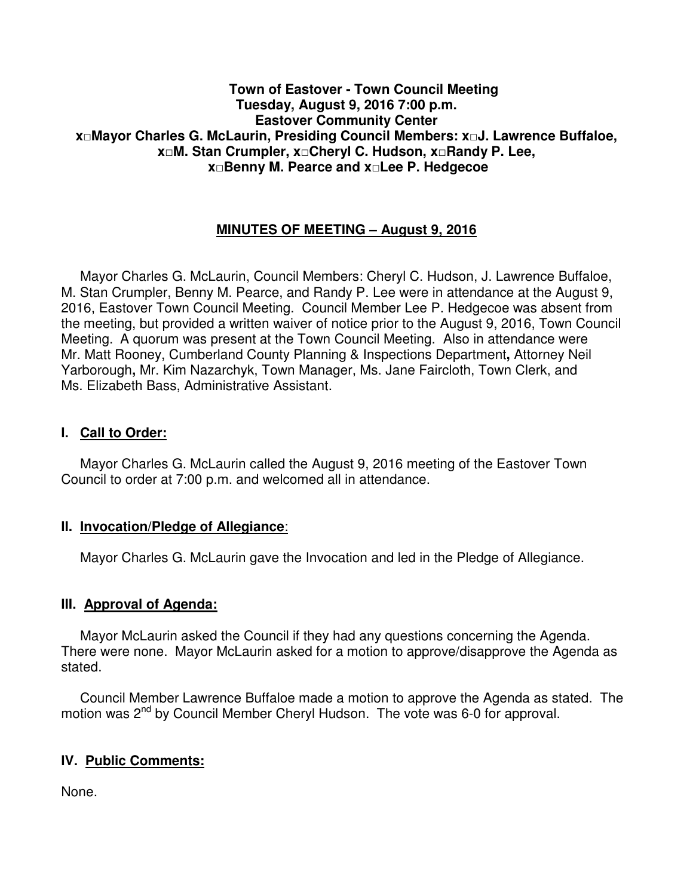**Town of Eastover - Town Council Meeting**
**Tuesday, August 9, 2016 7:00 p.m.**
**Eastover Community Center**
**x□Mayor Charles G. McLaurin, Presiding Council Members: x□J. Lawrence Buffaloe, x□M. Stan Crumpler, x□Cheryl C. Hudson, x□Randy P. Lee, x□Benny M. Pearce and x□Lee P. Hedgecoe**

## MINUTES OF MEETING – August 9, 2016

Mayor Charles G. McLaurin, Council Members: Cheryl C. Hudson, J. Lawrence Buffaloe, M. Stan Crumpler, Benny M. Pearce, and Randy P. Lee were in attendance at the August 9, 2016, Eastover Town Council Meeting. Council Member Lee P. Hedgecoe was absent from the meeting, but provided a written waiver of notice prior to the August 9, 2016, Town Council Meeting. A quorum was present at the Town Council Meeting. Also in attendance were Mr. Matt Rooney, Cumberland County Planning & Inspections Department**,** Attorney Neil Yarborough**,** Mr. Kim Nazarchyk, Town Manager, Ms. Jane Faircloth, Town Clerk, and Ms. Elizabeth Bass, Administrative Assistant.

### I. Call to Order:

Mayor Charles G. McLaurin called the August 9, 2016 meeting of the Eastover Town Council to order at 7:00 p.m. and welcomed all in attendance.

### II. Invocation/Pledge of Allegiance:

Mayor Charles G. McLaurin gave the Invocation and led in the Pledge of Allegiance.

### III. Approval of Agenda:

Mayor McLaurin asked the Council if they had any questions concerning the Agenda. There were none. Mayor McLaurin asked for a motion to approve/disapprove the Agenda as stated.

Council Member Lawrence Buffaloe made a motion to approve the Agenda as stated. The motion was 2nd by Council Member Cheryl Hudson. The vote was 6-0 for approval.

### IV. Public Comments:

None.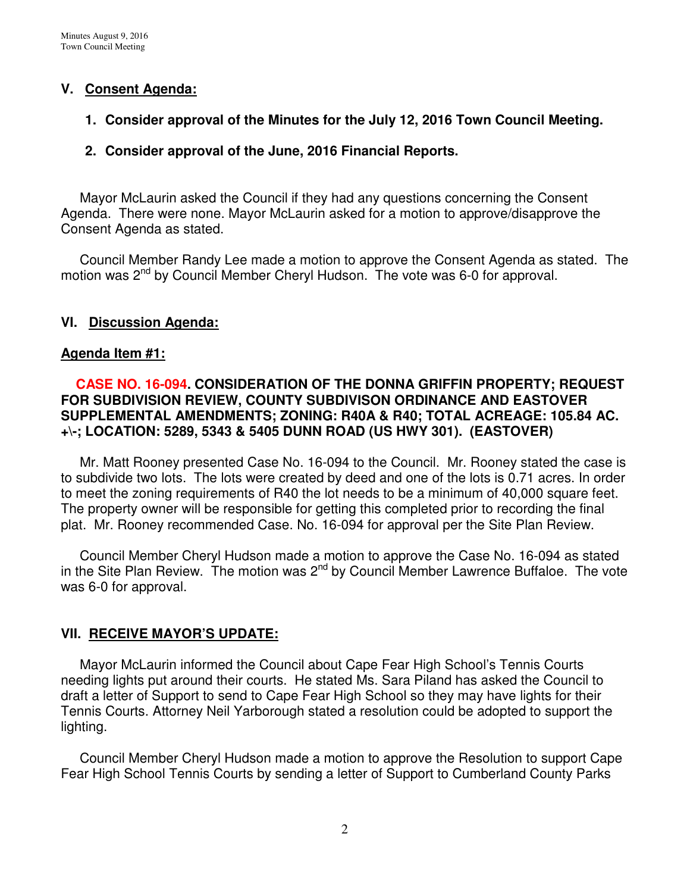## V. Consent Agenda:

**1. Consider approval of the Minutes for the July 12, 2016 Town Council Meeting.**

**2. Consider approval of the June, 2016 Financial Reports.**

Mayor McLaurin asked the Council if they had any questions concerning the Consent Agenda. There were none. Mayor McLaurin asked for a motion to approve/disapprove the Consent Agenda as stated.

Council Member Randy Lee made a motion to approve the Consent Agenda as stated. The motion was 2nd by Council Member Cheryl Hudson. The vote was 6-0 for approval.

## VI. Discussion Agenda:

**Agenda Item #1:**

**CASE NO. 16-094. CONSIDERATION OF THE DONNA GRIFFIN PROPERTY; REQUEST FOR SUBDIVISION REVIEW, COUNTY SUBDIVISON ORDINANCE AND EASTOVER SUPPLEMENTAL AMENDMENTS; ZONING: R40A & R40; TOTAL ACREAGE: 105.84 AC. +\-; LOCATION: 5289, 5343 & 5405 DUNN ROAD (US HWY 301). (EASTOVER)**

Mr. Matt Rooney presented Case No. 16-094 to the Council. Mr. Rooney stated the case is to subdivide two lots. The lots were created by deed and one of the lots is 0.71 acres. In order to meet the zoning requirements of R40 the lot needs to be a minimum of 40,000 square feet. The property owner will be responsible for getting this completed prior to recording the final plat. Mr. Rooney recommended Case. No. 16-094 for approval per the Site Plan Review.

Council Member Cheryl Hudson made a motion to approve the Case No. 16-094 as stated in the Site Plan Review. The motion was 2nd by Council Member Lawrence Buffaloe. The vote was 6-0 for approval.

## VII. RECEIVE MAYOR'S UPDATE:

Mayor McLaurin informed the Council about Cape Fear High School's Tennis Courts needing lights put around their courts. He stated Ms. Sara Piland has asked the Council to draft a letter of Support to send to Cape Fear High School so they may have lights for their Tennis Courts. Attorney Neil Yarborough stated a resolution could be adopted to support the lighting.

Council Member Cheryl Hudson made a motion to approve the Resolution to support Cape Fear High School Tennis Courts by sending a letter of Support to Cumberland County Parks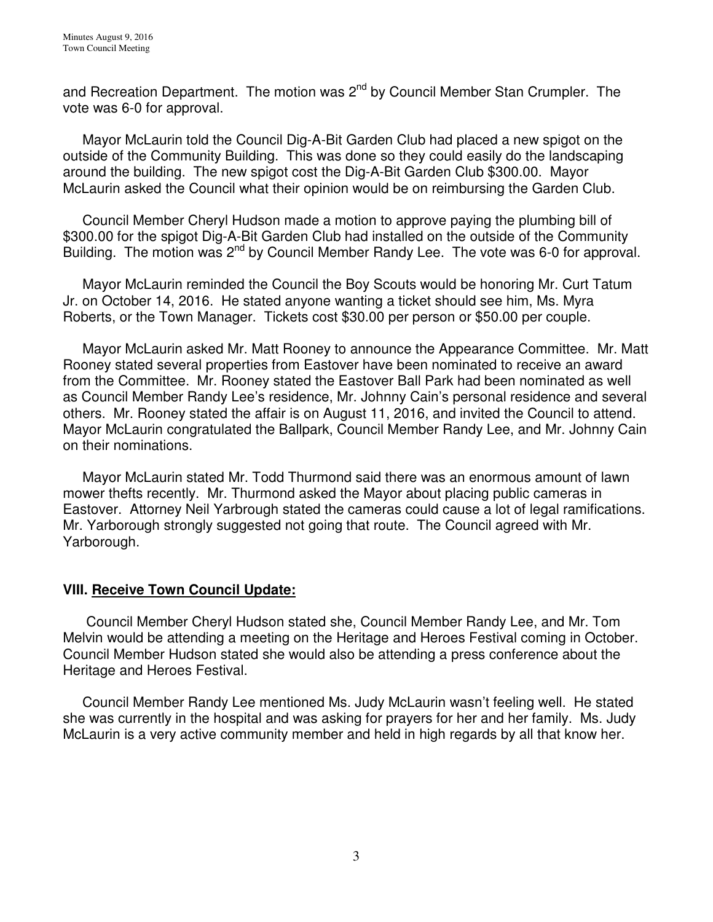and Recreation Department. The motion was 2nd by Council Member Stan Crumpler. The vote was 6-0 for approval.

Mayor McLaurin told the Council Dig-A-Bit Garden Club had placed a new spigot on the outside of the Community Building. This was done so they could easily do the landscaping around the building. The new spigot cost the Dig-A-Bit Garden Club $300.00. Mayor McLaurin asked the Council what their opinion would be on reimbursing the Garden Club.

Council Member Cheryl Hudson made a motion to approve paying the plumbing bill of $300.00 for the spigot Dig-A-Bit Garden Club had installed on the outside of the Community Building. The motion was 2nd by Council Member Randy Lee. The vote was 6-0 for approval.

Mayor McLaurin reminded the Council the Boy Scouts would be honoring Mr. Curt Tatum Jr. on October 14, 2016. He stated anyone wanting a ticket should see him, Ms. Myra Roberts, or the Town Manager. Tickets cost $30.00 per person or $50.00 per couple.

Mayor McLaurin asked Mr. Matt Rooney to announce the Appearance Committee. Mr. Matt Rooney stated several properties from Eastover have been nominated to receive an award from the Committee. Mr. Rooney stated the Eastover Ball Park had been nominated as well as Council Member Randy Lee's residence, Mr. Johnny Cain's personal residence and several others. Mr. Rooney stated the affair is on August 11, 2016, and invited the Council to attend. Mayor McLaurin congratulated the Ballpark, Council Member Randy Lee, and Mr. Johnny Cain on their nominations.

Mayor McLaurin stated Mr. Todd Thurmond said there was an enormous amount of lawn mower thefts recently. Mr. Thurmond asked the Mayor about placing public cameras in Eastover. Attorney Neil Yarbrough stated the cameras could cause a lot of legal ramifications. Mr. Yarborough strongly suggested not going that route. The Council agreed with Mr. Yarborough.

## VIII. Receive Town Council Update:

Council Member Cheryl Hudson stated she, Council Member Randy Lee, and Mr. Tom Melvin would be attending a meeting on the Heritage and Heroes Festival coming in October. Council Member Hudson stated she would also be attending a press conference about the Heritage and Heroes Festival.

Council Member Randy Lee mentioned Ms. Judy McLaurin wasn't feeling well. He stated she was currently in the hospital and was asking for prayers for her and her family. Ms. Judy McLaurin is a very active community member and held in high regards by all that know her.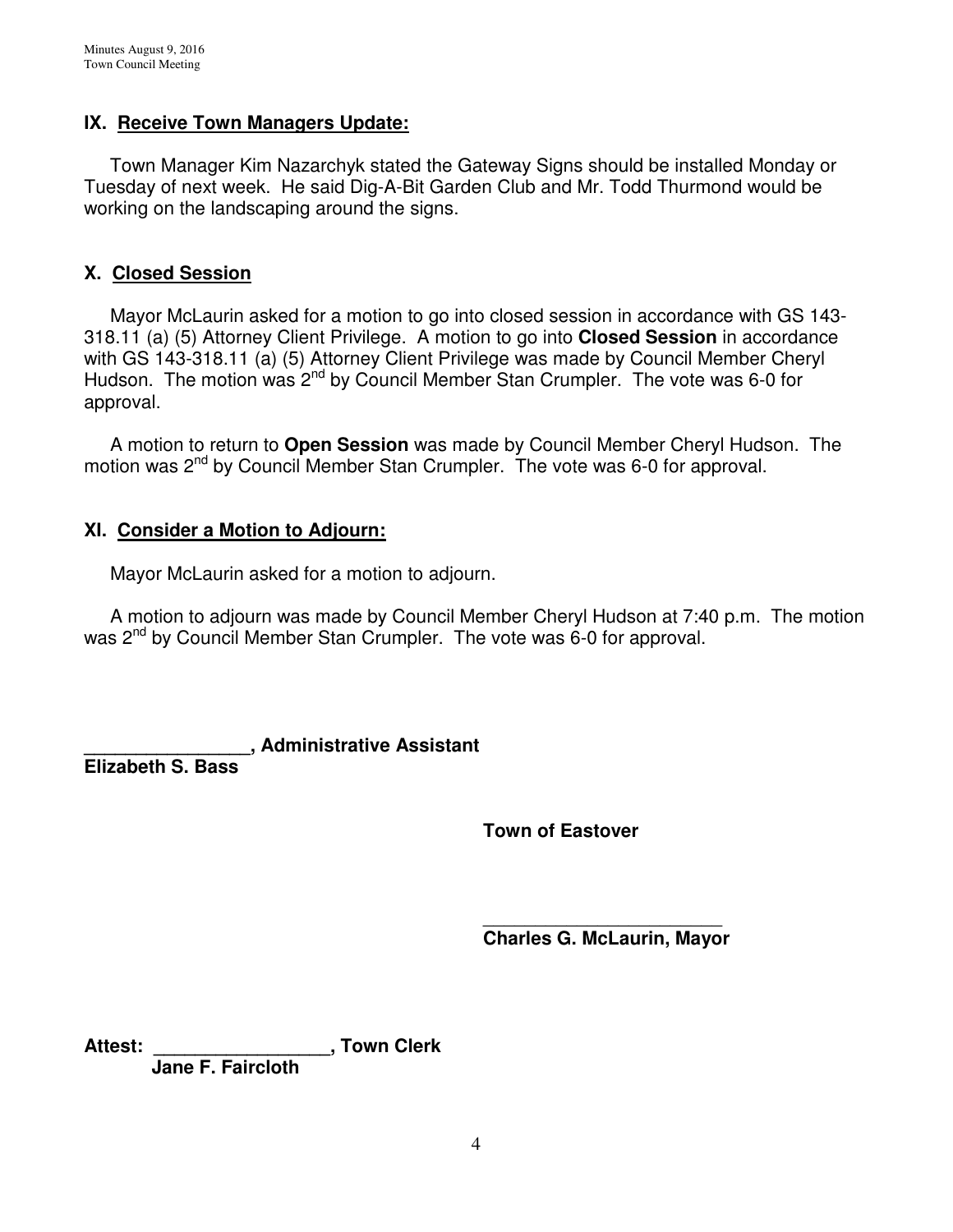## IX. Receive Town Managers Update:

Town Manager Kim Nazarchyk stated the Gateway Signs should be installed Monday or Tuesday of next week. He said Dig-A-Bit Garden Club and Mr. Todd Thurmond would be working on the landscaping around the signs.

## X. Closed Session

Mayor McLaurin asked for a motion to go into closed session in accordance with GS 143-318.11 (a) (5) Attorney Client Privilege. A motion to go into **Closed Session** in accordance with GS 143-318.11 (a) (5) Attorney Client Privilege was made by Council Member Cheryl Hudson. The motion was 2nd by Council Member Stan Crumpler. The vote was 6-0 for approval.

A motion to return to **Open Session** was made by Council Member Cheryl Hudson. The motion was 2nd by Council Member Stan Crumpler. The vote was 6-0 for approval.

## XI. Consider a Motion to Adjourn:

Mayor McLaurin asked for a motion to adjourn.

A motion to adjourn was made by Council Member Cheryl Hudson at 7:40 p.m. The motion was 2nd by Council Member Stan Crumpler. The vote was 6-0 for approval.

**________________, Administrative Assistant**
**Elizabeth S. Bass**

**Town of Eastover**

**________________________**
**Charles G. McLaurin, Mayor**

**Attest: _________________, Town Clerk**
**Jane F. Faircloth**